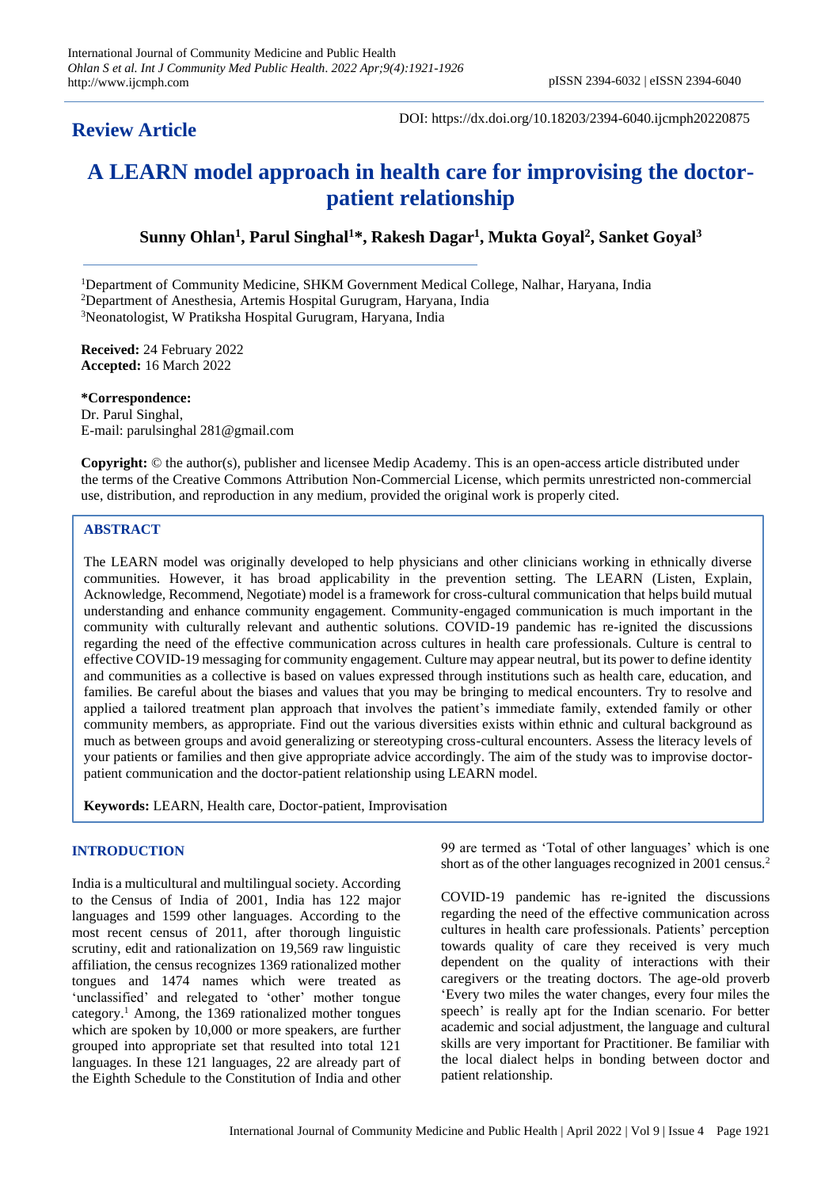## Review Article

DOI: https://dx.doi.org/10.18203/2394-6040.ijcmph20220875

# A LEARN model approach in health care for improvising the doctor-patient relationship

**Sunny Ohlan[1], Parul Singhal[1]*, Rakesh Dagar[1], Mukta Goyal[2], Sanket Goyal[3]**

[1]Department of Community Medicine, SHKM Government Medical College, Nalhar, Haryana, India
[2]Department of Anesthesia, Artemis Hospital Gurugram, Haryana, India
[3]Neonatologist, W Pratiksha Hospital Gurugram, Haryana, India

**Received:** 24 February 2022
**Accepted:** 16 March 2022

***Correspondence:**
Dr. Parul Singhal,
E-mail: parulsinghal 281@gmail.com

**Copyright:** © the author(s), publisher and licensee Medip Academy. This is an open-access article distributed under the terms of the Creative Commons Attribution Non-Commercial License, which permits unrestricted non-commercial use, distribution, and reproduction in any medium, provided the original work is properly cited.

## ABSTRACT

The LEARN model was originally developed to help physicians and other clinicians working in ethnically diverse communities. However, it has broad applicability in the prevention setting. The LEARN (Listen, Explain, Acknowledge, Recommend, Negotiate) model is a framework for cross-cultural communication that helps build mutual understanding and enhance community engagement. Community-engaged communication is much important in the community with culturally relevant and authentic solutions. COVID-19 pandemic has re-ignited the discussions regarding the need of the effective communication across cultures in health care professionals. Culture is central to effective COVID-19 messaging for community engagement. Culture may appear neutral, but its power to define identity and communities as a collective is based on values expressed through institutions such as health care, education, and families. Be careful about the biases and values that you may be bringing to medical encounters. Try to resolve and applied a tailored treatment plan approach that involves the patient's immediate family, extended family or other community members, as appropriate. Find out the various diversities exists within ethnic and cultural background as much as between groups and avoid generalizing or stereotyping cross-cultural encounters. Assess the literacy levels of your patients or families and then give appropriate advice accordingly. The aim of the study was to improvise doctor-patient communication and the doctor-patient relationship using LEARN model.

**Keywords:** LEARN, Health care, Doctor-patient, Improvisation

## INTRODUCTION

India is a multicultural and multilingual society. According to the Census of India of 2001, India has 122 major languages and 1599 other languages. According to the most recent census of 2011, after thorough linguistic scrutiny, edit and rationalization on 19,569 raw linguistic affiliation, the census recognizes 1369 rationalized mother tongues and 1474 names which were treated as 'unclassified' and relegated to 'other' mother tongue category.[1] Among, the 1369 rationalized mother tongues which are spoken by 10,000 or more speakers, are further grouped into appropriate set that resulted into total 121 languages. In these 121 languages, 22 are already part of the Eighth Schedule to the Constitution of India and other 99 are termed as 'Total of other languages' which is one short as of the other languages recognized in 2001 census.[2]

COVID-19 pandemic has re-ignited the discussions regarding the need of the effective communication across cultures in health care professionals. Patients' perception towards quality of care they received is very much dependent on the quality of interactions with their caregivers or the treating doctors. The age-old proverb 'Every two miles the water changes, every four miles the speech' is really apt for the Indian scenario. For better academic and social adjustment, the language and cultural skills are very important for Practitioner. Be familiar with the local dialect helps in bonding between doctor and patient relationship.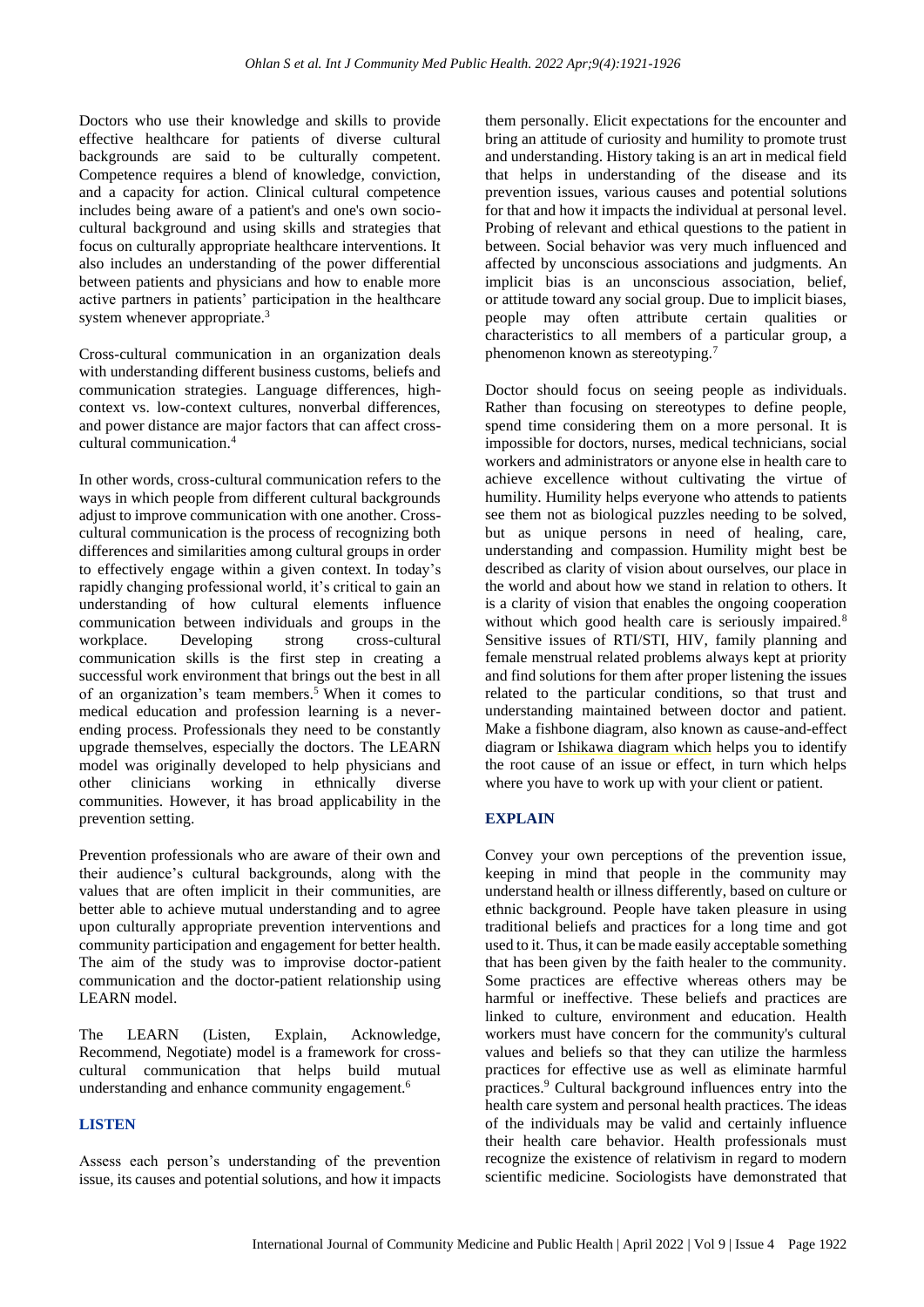Doctors who use their knowledge and skills to provide effective healthcare for patients of diverse cultural backgrounds are said to be culturally competent. Competence requires a blend of knowledge, conviction, and a capacity for action. Clinical cultural competence includes being aware of a patient's and one's own socio-cultural background and using skills and strategies that focus on culturally appropriate healthcare interventions. It also includes an understanding of the power differential between patients and physicians and how to enable more active partners in patients' participation in the healthcare system whenever appropriate.[3]

Cross-cultural communication in an organization deals with understanding different business customs, beliefs and communication strategies. Language differences, high-context vs. low-context cultures, nonverbal differences, and power distance are major factors that can affect cross-cultural communication.[4]

In other words, cross-cultural communication refers to the ways in which people from different cultural backgrounds adjust to improve communication with one another. Cross-cultural communication is the process of recognizing both differences and similarities among cultural groups in order to effectively engage within a given context. In today's rapidly changing professional world, it's critical to gain an understanding of how cultural elements influence communication between individuals and groups in the workplace. Developing strong cross-cultural communication skills is the first step in creating a successful work environment that brings out the best in all of an organization's team members.[5] When it comes to medical education and profession learning is a never-ending process. Professionals they need to be constantly upgrade themselves, especially the doctors. The LEARN model was originally developed to help physicians and other clinicians working in ethnically diverse communities. However, it has broad applicability in the prevention setting.

Prevention professionals who are aware of their own and their audience's cultural backgrounds, along with the values that are often implicit in their communities, are better able to achieve mutual understanding and to agree upon culturally appropriate prevention interventions and community participation and engagement for better health. The aim of the study was to improvise doctor-patient communication and the doctor-patient relationship using LEARN model.

The LEARN (Listen, Explain, Acknowledge, Recommend, Negotiate) model is a framework for cross-cultural communication that helps build mutual understanding and enhance community engagement.[6]

## LISTEN

Assess each person's understanding of the prevention issue, its causes and potential solutions, and how it impacts them personally. Elicit expectations for the encounter and bring an attitude of curiosity and humility to promote trust and understanding. History taking is an art in medical field that helps in understanding of the disease and its prevention issues, various causes and potential solutions for that and how it impacts the individual at personal level. Probing of relevant and ethical questions to the patient in between. Social behavior was very much influenced and affected by unconscious associations and judgments. An implicit bias is an unconscious association, belief, or attitude toward any social group. Due to implicit biases, people may often attribute certain qualities or characteristics to all members of a particular group, a phenomenon known as stereotyping.[7]

Doctor should focus on seeing people as individuals. Rather than focusing on stereotypes to define people, spend time considering them on a more personal. It is impossible for doctors, nurses, medical technicians, social workers and administrators or anyone else in health care to achieve excellence without cultivating the virtue of humility. Humility helps everyone who attends to patients see them not as biological puzzles needing to be solved, but as unique persons in need of healing, care, understanding and compassion. Humility might best be described as clarity of vision about ourselves, our place in the world and about how we stand in relation to others. It is a clarity of vision that enables the ongoing cooperation without which good health care is seriously impaired.[8] Sensitive issues of RTI/STI, HIV, family planning and female menstrual related problems always kept at priority and find solutions for them after proper listening the issues related to the particular conditions, so that trust and understanding maintained between doctor and patient. Make a fishbone diagram, also known as cause-and-effect diagram or Ishikawa diagram which helps you to identify the root cause of an issue or effect, in turn which helps where you have to work up with your client or patient.

## EXPLAIN

Convey your own perceptions of the prevention issue, keeping in mind that people in the community may understand health or illness differently, based on culture or ethnic background. People have taken pleasure in using traditional beliefs and practices for a long time and got used to it. Thus, it can be made easily acceptable something that has been given by the faith healer to the community. Some practices are effective whereas others may be harmful or ineffective. These beliefs and practices are linked to culture, environment and education. Health workers must have concern for the community's cultural values and beliefs so that they can utilize the harmless practices for effective use as well as eliminate harmful practices.[9] Cultural background influences entry into the health care system and personal health practices. The ideas of the individuals may be valid and certainly influence their health care behavior. Health professionals must recognize the existence of relativism in regard to modern scientific medicine. Sociologists have demonstrated that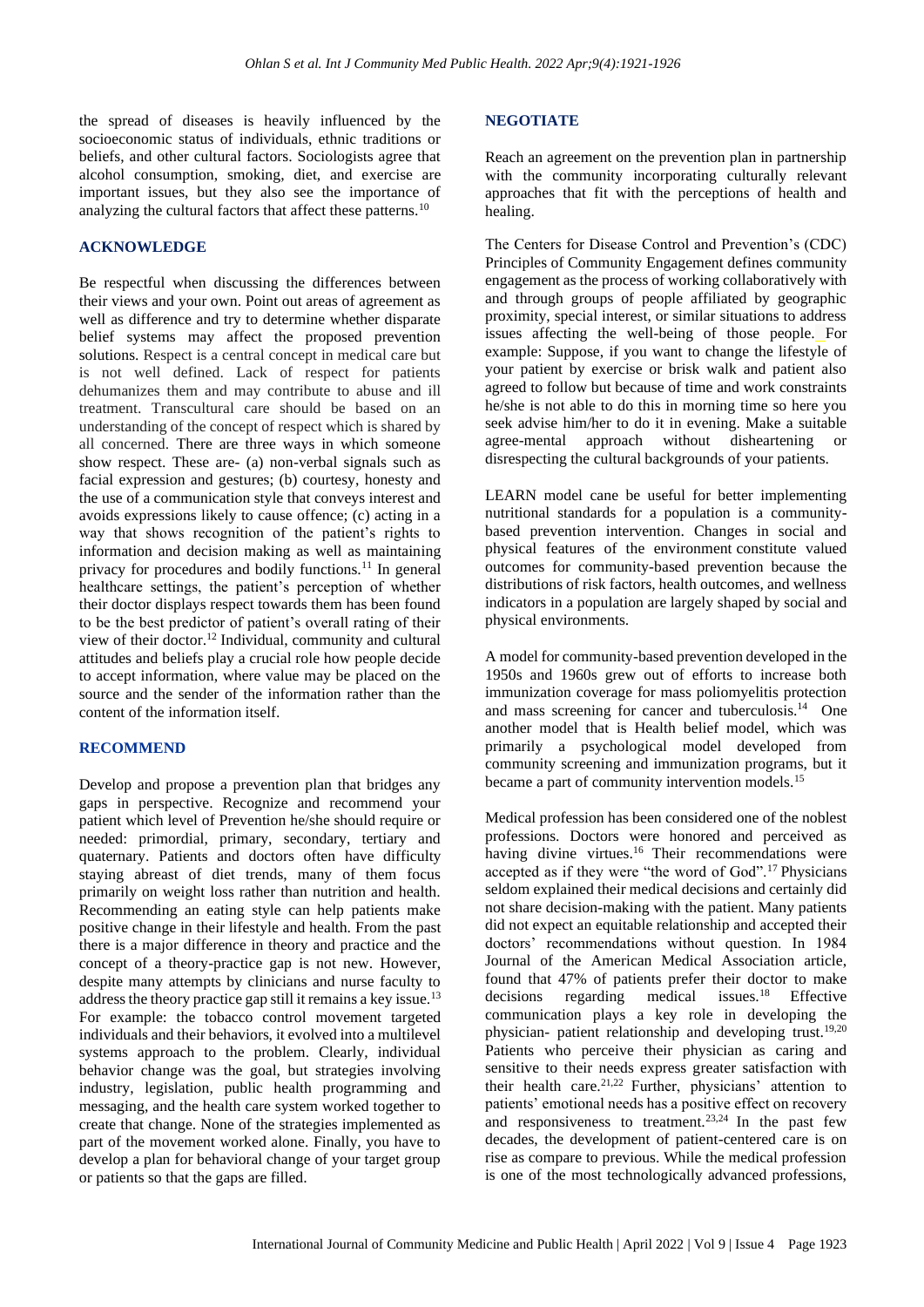the spread of diseases is heavily influenced by the socioeconomic status of individuals, ethnic traditions or beliefs, and other cultural factors. Sociologists agree that alcohol consumption, smoking, diet, and exercise are important issues, but they also see the importance of analyzing the cultural factors that affect these patterns.[10]

## ACKNOWLEDGE

Be respectful when discussing the differences between their views and your own. Point out areas of agreement as well as difference and try to determine whether disparate belief systems may affect the proposed prevention solutions. Respect is a central concept in medical care but is not well defined. Lack of respect for patients dehumanizes them and may contribute to abuse and ill treatment. Transcultural care should be based on an understanding of the concept of respect which is shared by all concerned. There are three ways in which someone show respect. These are- (a) non-verbal signals such as facial expression and gestures; (b) courtesy, honesty and the use of a communication style that conveys interest and avoids expressions likely to cause offence; (c) acting in a way that shows recognition of the patient's rights to information and decision making as well as maintaining privacy for procedures and bodily functions.[11] In general healthcare settings, the patient's perception of whether their doctor displays respect towards them has been found to be the best predictor of patient's overall rating of their view of their doctor.[12] Individual, community and cultural attitudes and beliefs play a crucial role how people decide to accept information, where value may be placed on the source and the sender of the information rather than the content of the information itself.

## RECOMMEND

Develop and propose a prevention plan that bridges any gaps in perspective. Recognize and recommend your patient which level of Prevention he/she should require or needed: primordial, primary, secondary, tertiary and quaternary. Patients and doctors often have difficulty staying abreast of diet trends, many of them focus primarily on weight loss rather than nutrition and health. Recommending an eating style can help patients make positive change in their lifestyle and health. From the past there is a major difference in theory and practice and the concept of a theory-practice gap is not new. However, despite many attempts by clinicians and nurse faculty to address the theory practice gap still it remains a key issue.[13] For example: the tobacco control movement targeted individuals and their behaviors, it evolved into a multilevel systems approach to the problem. Clearly, individual behavior change was the goal, but strategies involving industry, legislation, public health programming and messaging, and the health care system worked together to create that change. None of the strategies implemented as part of the movement worked alone. Finally, you have to develop a plan for behavioral change of your target group or patients so that the gaps are filled.

## NEGOTIATE

Reach an agreement on the prevention plan in partnership with the community incorporating culturally relevant approaches that fit with the perceptions of health and healing.

The Centers for Disease Control and Prevention's (CDC) Principles of Community Engagement defines community engagement as the process of working collaboratively with and through groups of people affiliated by geographic proximity, special interest, or similar situations to address issues affecting the well-being of those people. For example: Suppose, if you want to change the lifestyle of your patient by exercise or brisk walk and patient also agreed to follow but because of time and work constraints he/she is not able to do this in morning time so here you seek advise him/her to do it in evening. Make a suitable agree-mental approach without disheartening or disrespecting the cultural backgrounds of your patients.

LEARN model cane be useful for better implementing nutritional standards for a population is a community-based prevention intervention. Changes in social and physical features of the environment constitute valued outcomes for community-based prevention because the distributions of risk factors, health outcomes, and wellness indicators in a population are largely shaped by social and physical environments.

A model for community-based prevention developed in the 1950s and 1960s grew out of efforts to increase both immunization coverage for mass poliomyelitis protection and mass screening for cancer and tuberculosis.[14] One another model that is Health belief model, which was primarily a psychological model developed from community screening and immunization programs, but it became a part of community intervention models.[15]

Medical profession has been considered one of the noblest professions. Doctors were honored and perceived as having divine virtues.[16] Their recommendations were accepted as if they were "the word of God".[17] Physicians seldom explained their medical decisions and certainly did not share decision-making with the patient. Many patients did not expect an equitable relationship and accepted their doctors' recommendations without question. In 1984 Journal of the American Medical Association article, found that 47% of patients prefer their doctor to make decisions regarding medical issues.[18] Effective communication plays a key role in developing the physician- patient relationship and developing trust.[19,20] Patients who perceive their physician as caring and sensitive to their needs express greater satisfaction with their health care.[21,22] Further, physicians' attention to patients' emotional needs has a positive effect on recovery and responsiveness to treatment.[23,24] In the past few decades, the development of patient-centered care is on rise as compare to previous. While the medical profession is one of the most technologically advanced professions,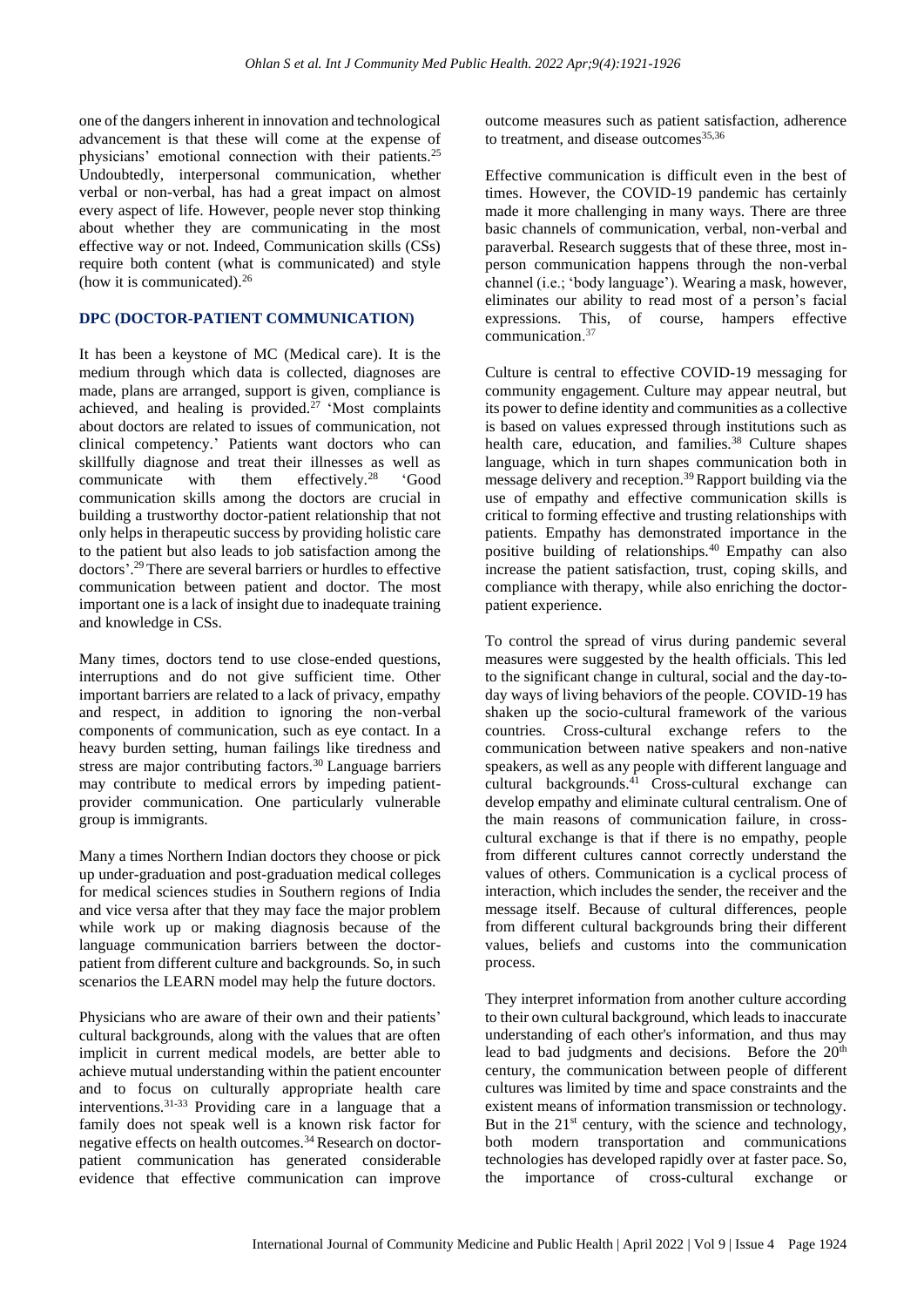one of the dangers inherent in innovation and technological advancement is that these will come at the expense of physicians' emotional connection with their patients.[25] Undoubtedly, interpersonal communication, whether verbal or non-verbal, has had a great impact on almost every aspect of life. However, people never stop thinking about whether they are communicating in the most effective way or not. Indeed, Communication skills (CSs) require both content (what is communicated) and style (how it is communicated).[26]

## DPC (DOCTOR-PATIENT COMMUNICATION)

It has been a keystone of MC (Medical care). It is the medium through which data is collected, diagnoses are made, plans are arranged, support is given, compliance is achieved, and healing is provided.[27] 'Most complaints about doctors are related to issues of communication, not clinical competency.' Patients want doctors who can skillfully diagnose and treat their illnesses as well as communicate with them effectively.[28] 'Good communication skills among the doctors are crucial in building a trustworthy doctor-patient relationship that not only helps in therapeutic success by providing holistic care to the patient but also leads to job satisfaction among the doctors'.[29] There are several barriers or hurdles to effective communication between patient and doctor. The most important one is a lack of insight due to inadequate training and knowledge in CSs.

Many times, doctors tend to use close-ended questions, interruptions and do not give sufficient time. Other important barriers are related to a lack of privacy, empathy and respect, in addition to ignoring the non-verbal components of communication, such as eye contact. In a heavy burden setting, human failings like tiredness and stress are major contributing factors.[30] Language barriers may contribute to medical errors by impeding patient-provider communication. One particularly vulnerable group is immigrants.

Many a times Northern Indian doctors they choose or pick up under-graduation and post-graduation medical colleges for medical sciences studies in Southern regions of India and vice versa after that they may face the major problem while work up or making diagnosis because of the language communication barriers between the doctor-patient from different culture and backgrounds. So, in such scenarios the LEARN model may help the future doctors.

Physicians who are aware of their own and their patients' cultural backgrounds, along with the values that are often implicit in current medical models, are better able to achieve mutual understanding within the patient encounter and to focus on culturally appropriate health care interventions.[31-33] Providing care in a language that a family does not speak well is a known risk factor for negative effects on health outcomes.[34] Research on doctor-patient communication has generated considerable evidence that effective communication can improve outcome measures such as patient satisfaction, adherence to treatment, and disease outcomes[35,36]

Effective communication is difficult even in the best of times. However, the COVID-19 pandemic has certainly made it more challenging in many ways. There are three basic channels of communication, verbal, non-verbal and paraverbal. Research suggests that of these three, most in-person communication happens through the non-verbal channel (i.e.; 'body language'). Wearing a mask, however, eliminates our ability to read most of a person's facial expressions. This, of course, hampers effective communication.[37]

Culture is central to effective COVID-19 messaging for community engagement. Culture may appear neutral, but its power to define identity and communities as a collective is based on values expressed through institutions such as health care, education, and families.[38] Culture shapes language, which in turn shapes communication both in message delivery and reception.[39] Rapport building via the use of empathy and effective communication skills is critical to forming effective and trusting relationships with patients. Empathy has demonstrated importance in the positive building of relationships.[40] Empathy can also increase the patient satisfaction, trust, coping skills, and compliance with therapy, while also enriching the doctor-patient experience.

To control the spread of virus during pandemic several measures were suggested by the health officials. This led to the significant change in cultural, social and the day-to-day ways of living behaviors of the people. COVID-19 has shaken up the socio-cultural framework of the various countries. Cross-cultural exchange refers to the communication between native speakers and non-native speakers, as well as any people with different language and cultural backgrounds.[41] Cross-cultural exchange can develop empathy and eliminate cultural centralism. One of the main reasons of communication failure, in cross-cultural exchange is that if there is no empathy, people from different cultures cannot correctly understand the values of others. Communication is a cyclical process of interaction, which includes the sender, the receiver and the message itself. Because of cultural differences, people from different cultural backgrounds bring their different values, beliefs and customs into the communication process.

They interpret information from another culture according to their own cultural background, which leads to inaccurate understanding of each other's information, and thus may lead to bad judgments and decisions. Before the 20th century, the communication between people of different cultures was limited by time and space constraints and the existent means of information transmission or technology. But in the 21st century, with the science and technology, both modern transportation and communications technologies has developed rapidly over at faster pace. So, the importance of cross-cultural exchange or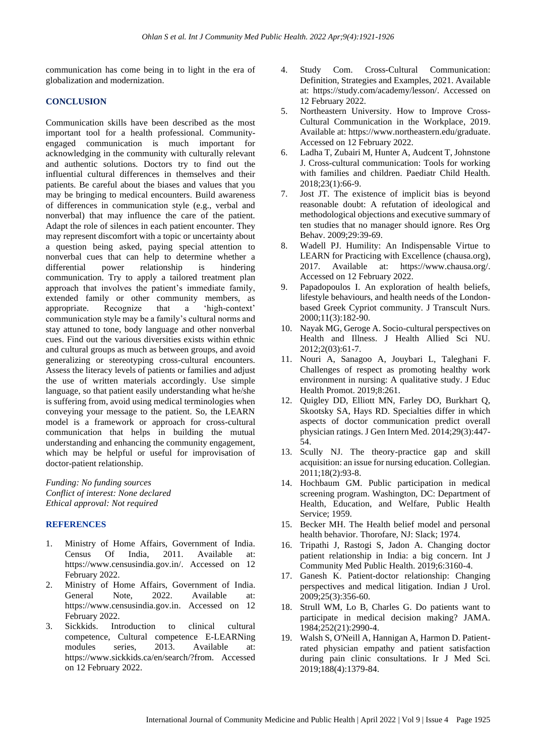communication has come being in to light in the era of globalization and modernization.

## CONCLUSION

Communication skills have been described as the most important tool for a health professional. Community-engaged communication is much important for acknowledging in the community with culturally relevant and authentic solutions. Doctors try to find out the influential cultural differences in themselves and their patients. Be careful about the biases and values that you may be bringing to medical encounters. Build awareness of differences in communication style (e.g., verbal and nonverbal) that may influence the care of the patient. Adapt the role of silences in each patient encounter. They may represent discomfort with a topic or uncertainty about a question being asked, paying special attention to nonverbal cues that can help to determine whether a differential power relationship is hindering communication. Try to apply a tailored treatment plan approach that involves the patient's immediate family, extended family or other community members, as appropriate. Recognize that a 'high-context' communication style may be a family's cultural norms and stay attuned to tone, body language and other nonverbal cues. Find out the various diversities exists within ethnic and cultural groups as much as between groups, and avoid generalizing or stereotyping cross-cultural encounters. Assess the literacy levels of patients or families and adjust the use of written materials accordingly. Use simple language, so that patient easily understanding what he/she is suffering from, avoid using medical terminologies when conveying your message to the patient. So, the LEARN model is a framework or approach for cross-cultural communication that helps in building the mutual understanding and enhancing the community engagement, which may be helpful or useful for improvisation of doctor-patient relationship.

*Funding: No funding sources*
*Conflict of interest: None declared*
*Ethical approval: Not required*

## REFERENCES

1. Ministry of Home Affairs, Government of India. Census Of India, 2011. Available at: https://www.censusindia.gov.in/. Accessed on 12 February 2022.
2. Ministry of Home Affairs, Government of India. General Note, 2022. Available at: https://www.censusindia.gov.in. Accessed on 12 February 2022.
3. Sickkids. Introduction to clinical cultural competence, Cultural competence E-LEARNing modules series, 2013. Available at: https://www.sickkids.ca/en/search/?from. Accessed on 12 February 2022.
4. Study Com. Cross-Cultural Communication: Definition, Strategies and Examples, 2021. Available at: https://study.com/academy/lesson/. Accessed on 12 February 2022.
5. Northeastern University. How to Improve Cross-Cultural Communication in the Workplace, 2019. Available at: https://www.northeastern.edu/graduate. Accessed on 12 February 2022.
6. Ladha T, Zubairi M, Hunter A, Audcent T, Johnstone J. Cross-cultural communication: Tools for working with families and children. Paediatr Child Health. 2018;23(1):66-9.
7. Jost JT. The existence of implicit bias is beyond reasonable doubt: A refutation of ideological and methodological objections and executive summary of ten studies that no manager should ignore. Res Org Behav. 2009;29:39-69.
8. Wadell PJ. Humility: An Indispensable Virtue to LEARN for Practicing with Excellence (chausa.org), 2017. Available at: https://www.chausa.org/. Accessed on 12 February 2022.
9. Papadopoulos I. An exploration of health beliefs, lifestyle behaviours, and health needs of the London-based Greek Cypriot community. J Transcult Nurs. 2000;11(3):182-90.
10. Nayak MG, Geroge A. Socio-cultural perspectives on Health and Illness. J Health Allied Sci NU. 2012;2(03):61-7.
11. Nouri A, Sanagoo A, Jouybari L, Taleghani F. Challenges of respect as promoting healthy work environment in nursing: A qualitative study. J Educ Health Promot. 2019;8:261.
12. Quigley DD, Elliott MN, Farley DO, Burkhart Q, Skootsky SA, Hays RD. Specialties differ in which aspects of doctor communication predict overall physician ratings. J Gen Intern Med. 2014;29(3):447-54.
13. Scully NJ. The theory-practice gap and skill acquisition: an issue for nursing education. Collegian. 2011;18(2):93-8.
14. Hochbaum GM. Public participation in medical screening program. Washington, DC: Department of Health, Education, and Welfare, Public Health Service; 1959.
15. Becker MH. The Health belief model and personal health behavior. Thorofare, NJ: Slack; 1974.
16. Tripathi J, Rastogi S, Jadon A. Changing doctor patient relationship in India: a big concern. Int J Community Med Public Health. 2019;6:3160-4.
17. Ganesh K. Patient-doctor relationship: Changing perspectives and medical litigation. Indian J Urol. 2009;25(3):356-60.
18. Strull WM, Lo B, Charles G. Do patients want to participate in medical decision making? JAMA. 1984;252(21):2990-4.
19. Walsh S, O'Neill A, Hannigan A, Harmon D. Patient-rated physician empathy and patient satisfaction during pain clinic consultations. Ir J Med Sci. 2019;188(4):1379-84.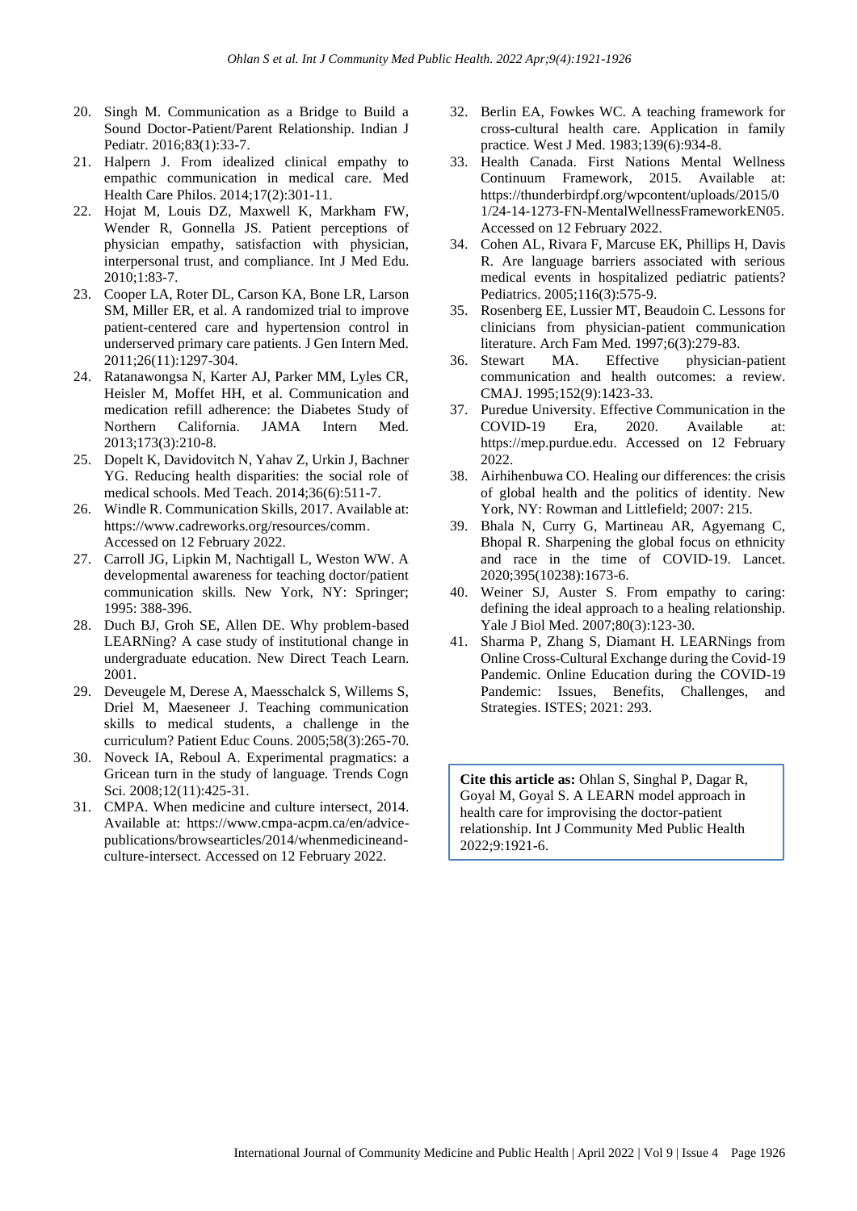20. Singh M. Communication as a Bridge to Build a Sound Doctor-Patient/Parent Relationship. Indian J Pediatr. 2016;83(1):33-7.
21. Halpern J. From idealized clinical empathy to empathic communication in medical care. Med Health Care Philos. 2014;17(2):301-11.
22. Hojat M, Louis DZ, Maxwell K, Markham FW, Wender R, Gonnella JS. Patient perceptions of physician empathy, satisfaction with physician, interpersonal trust, and compliance. Int J Med Edu. 2010;1:83-7.
23. Cooper LA, Roter DL, Carson KA, Bone LR, Larson SM, Miller ER, et al. A randomized trial to improve patient-centered care and hypertension control in underserved primary care patients. J Gen Intern Med. 2011;26(11):1297-304.
24. Ratanawongsa N, Karter AJ, Parker MM, Lyles CR, Heisler M, Moffet HH, et al. Communication and medication refill adherence: the Diabetes Study of Northern California. JAMA Intern Med. 2013;173(3):210-8.
25. Dopelt K, Davidovitch N, Yahav Z, Urkin J, Bachner YG. Reducing health disparities: the social role of medical schools. Med Teach. 2014;36(6):511-7.
26. Windle R. Communication Skills, 2017. Available at: https://www.cadreworks.org/resources/comm. Accessed on 12 February 2022.
27. Carroll JG, Lipkin M, Nachtigall L, Weston WW. A developmental awareness for teaching doctor/patient communication skills. New York, NY: Springer; 1995: 388-396.
28. Duch BJ, Groh SE, Allen DE. Why problem-based LEARNing? A case study of institutional change in undergraduate education. New Direct Teach Learn. 2001.
29. Deveugele M, Derese A, Maesschalck S, Willems S, Driel M, Maeseneer J. Teaching communication skills to medical students, a challenge in the curriculum? Patient Educ Couns. 2005;58(3):265-70.
30. Noveck IA, Reboul A. Experimental pragmatics: a Gricean turn in the study of language. Trends Cogn Sci. 2008;12(11):425-31.
31. CMPA. When medicine and culture intersect, 2014. Available at: https://www.cmpa-acpm.ca/en/advice-publications/browsearticles/2014/whenmedicineand-culture-intersect. Accessed on 12 February 2022.
32. Berlin EA, Fowkes WC. A teaching framework for cross-cultural health care. Application in family practice. West J Med. 1983;139(6):934-8.
33. Health Canada. First Nations Mental Wellness Continuum Framework, 2015. Available at: https://thunderbirdpf.org/wpcontent/uploads/2015/01/24-14-1273-FN-MentalWellnessFrameworkEN05. Accessed on 12 February 2022.
34. Cohen AL, Rivara F, Marcuse EK, Phillips H, Davis R. Are language barriers associated with serious medical events in hospitalized pediatric patients? Pediatrics. 2005;116(3):575-9.
35. Rosenberg EE, Lussier MT, Beaudoin C. Lessons for clinicians from physician-patient communication literature. Arch Fam Med. 1997;6(3):279-83.
36. Stewart MA. Effective physician-patient communication and health outcomes: a review. CMAJ. 1995;152(9):1423-33.
37. Puredue University. Effective Communication in the COVID-19 Era, 2020. Available at: https://mep.purdue.edu. Accessed on 12 February 2022.
38. Airhihenbuwa CO. Healing our differences: the crisis of global health and the politics of identity. New York, NY: Rowman and Littlefield; 2007: 215.
39. Bhala N, Curry G, Martineau AR, Agyemang C, Bhopal R. Sharpening the global focus on ethnicity and race in the time of COVID-19. Lancet. 2020;395(10238):1673-6.
40. Weiner SJ, Auster S. From empathy to caring: defining the ideal approach to a healing relationship. Yale J Biol Med. 2007;80(3):123-30.
41. Sharma P, Zhang S, Diamant H. LEARNings from Online Cross-Cultural Exchange during the Covid-19 Pandemic. Online Education during the COVID-19 Pandemic: Issues, Benefits, Challenges, and Strategies. ISTES; 2021: 293.

**Cite this article as:** Ohlan S, Singhal P, Dagar R, Goyal M, Goyal S. A LEARN model approach in health care for improvising the doctor-patient relationship. Int J Community Med Public Health 2022;9:1921-6.